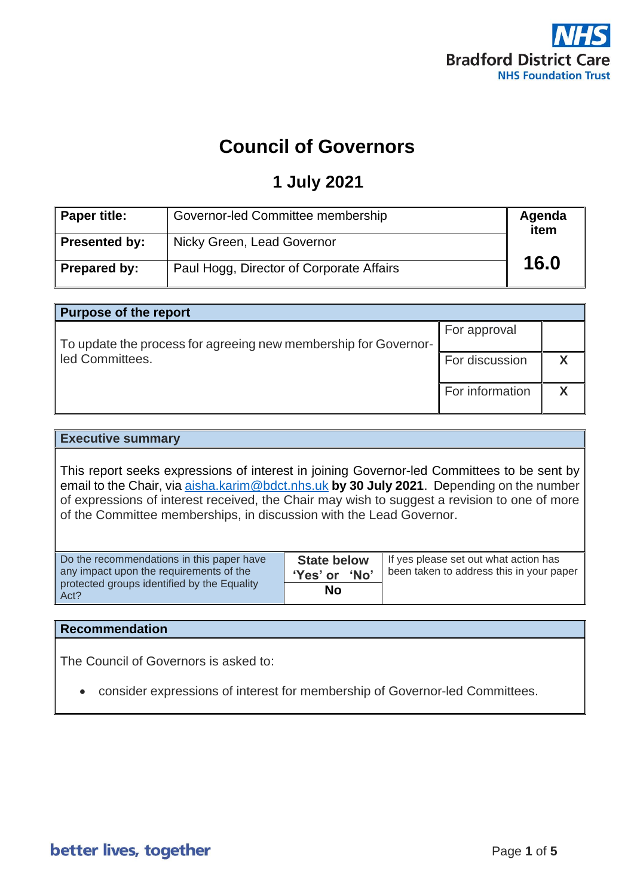Bradford District Care
NHS Foundation Trust

# Council of Governors

## 1 July 2021

| | | |
|---|---|---|
| **Paper title:** | Governor-led Committee membership | **Agenda item** |
| **Presented by:** | Nicky Green, Lead Governor | **16.0** |
| **Prepared by:** | Paul Hogg, Director of Corporate Affairs | |

| **Purpose of the report** | | |
|---|---|---|
| To update the process for agreeing new membership for Governor-led Committees. | For approval | |
| | For discussion | **X** |
| | For information | **X** |

**Executive summary**

This report seeks expressions of interest in joining Governor-led Committees to be sent by email to the Chair, via aisha.karim@bdct.nhs.uk **by 30 July 2021**. Depending on the number of expressions of interest received, the Chair may wish to suggest a revision to one of more of the Committee memberships, in discussion with the Lead Governor.

| Do the recommendations in this paper have any impact upon the requirements of the protected groups identified by the Equality Act? | **State below 'Yes' or 'No'** | If yes please set out what action has been taken to address this in your paper |
|---|---|---|
| | **No** | |

**Recommendation**

The Council of Governors is asked to:

- consider expressions of interest for membership of Governor-led Committees.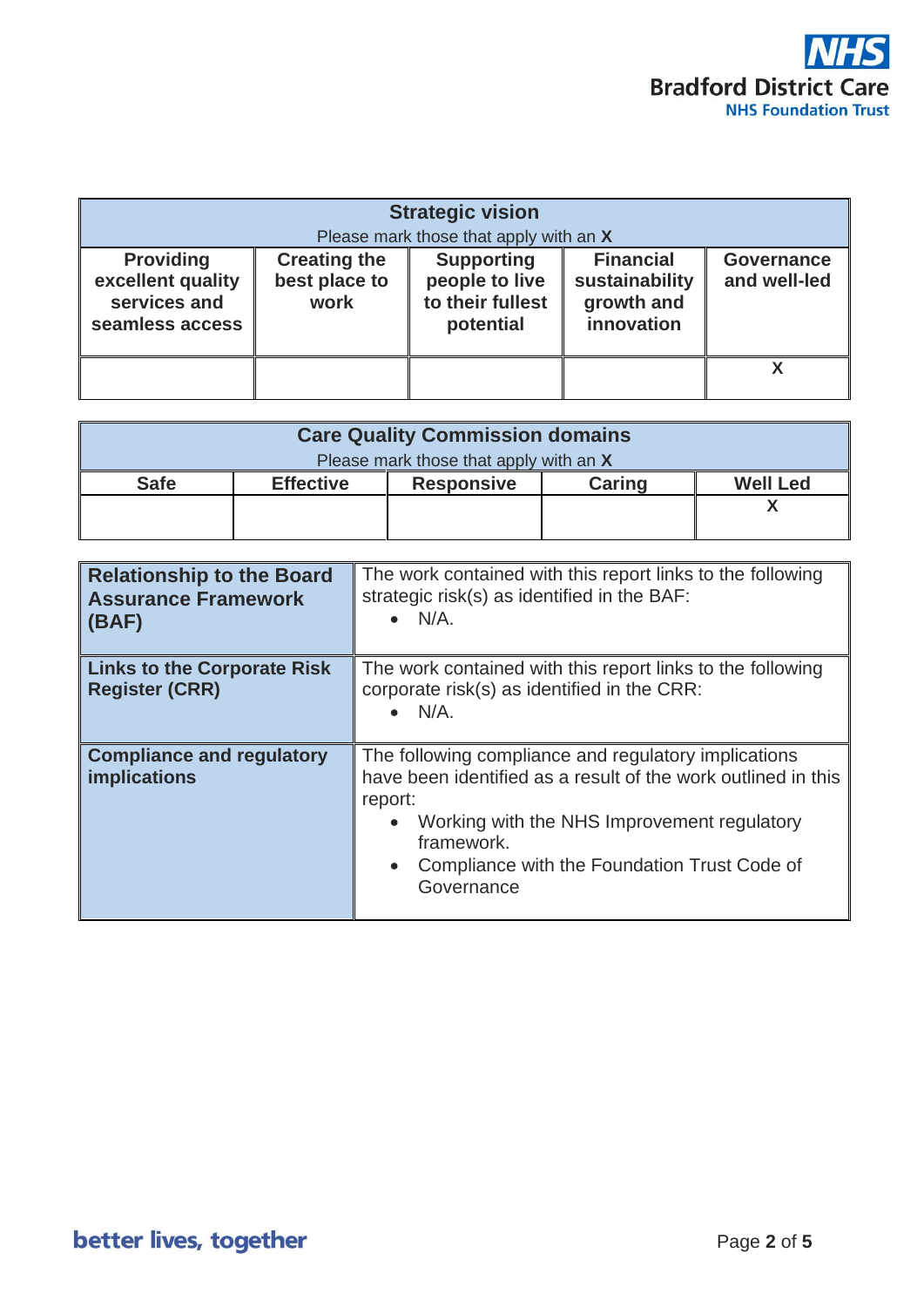| Strategic vision<br>Please mark those that apply with an **X** | | | | |
|---|---|---|---|---|
| **Providing excellent quality services and seamless access** | **Creating the best place to work** | **Supporting people to live to their fullest potential** | **Financial sustainability growth and innovation** | **Governance and well-led** |
| | | | | X |

| Care Quality Commission domains<br>Please mark those that apply with an **X** | | | | |
|---|---|---|---|---|
| **Safe** | **Effective** | **Responsive** | **Caring** | **Well Led** |
| | | | | X |

| | |
|---|---|
| **Relationship to the Board Assurance Framework (BAF)** | The work contained with this report links to the following strategic risk(s) as identified in the BAF:<br>• N/A. |
| **Links to the Corporate Risk Register (CRR)** | The work contained with this report links to the following corporate risk(s) as identified in the CRR:<br>• N/A. |
| **Compliance and regulatory implications** | The following compliance and regulatory implications have been identified as a result of the work outlined in this report:<br>• Working with the NHS Improvement regulatory framework.<br>• Compliance with the Foundation Trust Code of Governance |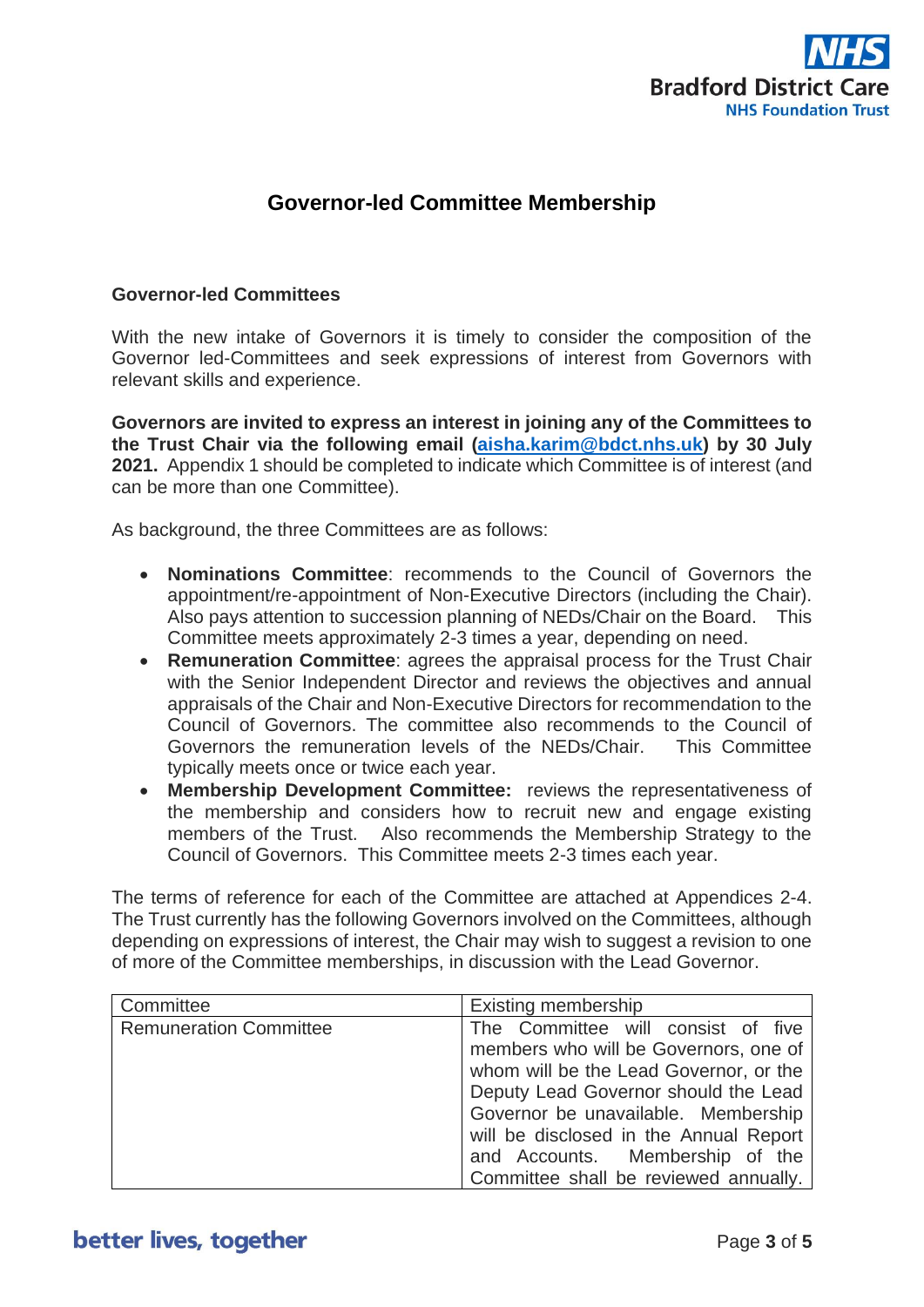# Governor-led Committee Membership

## Governor-led Committees

With the new intake of Governors it is timely to consider the composition of the Governor led-Committees and seek expressions of interest from Governors with relevant skills and experience.

**Governors are invited to express an interest in joining any of the Committees to the Trust Chair via the following email (aisha.karim@bdct.nhs.uk) by 30 July 2021.** Appendix 1 should be completed to indicate which Committee is of interest (and can be more than one Committee).

As background, the three Committees are as follows:

- **Nominations Committee**: recommends to the Council of Governors the appointment/re-appointment of Non-Executive Directors (including the Chair). Also pays attention to succession planning of NEDs/Chair on the Board. This Committee meets approximately 2-3 times a year, depending on need.
- **Remuneration Committee**: agrees the appraisal process for the Trust Chair with the Senior Independent Director and reviews the objectives and annual appraisals of the Chair and Non-Executive Directors for recommendation to the Council of Governors. The committee also recommends to the Council of Governors the remuneration levels of the NEDs/Chair. This Committee typically meets once or twice each year.
- **Membership Development Committee:** reviews the representativeness of the membership and considers how to recruit new and engage existing members of the Trust. Also recommends the Membership Strategy to the Council of Governors. This Committee meets 2-3 times each year.

The terms of reference for each of the Committee are attached at Appendices 2-4. The Trust currently has the following Governors involved on the Committees, although depending on expressions of interest, the Chair may wish to suggest a revision to one of more of the Committee memberships, in discussion with the Lead Governor.

| Committee | Existing membership |
|---|---|
| Remuneration Committee | The Committee will consist of five members who will be Governors, one of whom will be the Lead Governor, or the Deputy Lead Governor should the Lead Governor be unavailable. Membership will be disclosed in the Annual Report and Accounts. Membership of the Committee shall be reviewed annually. |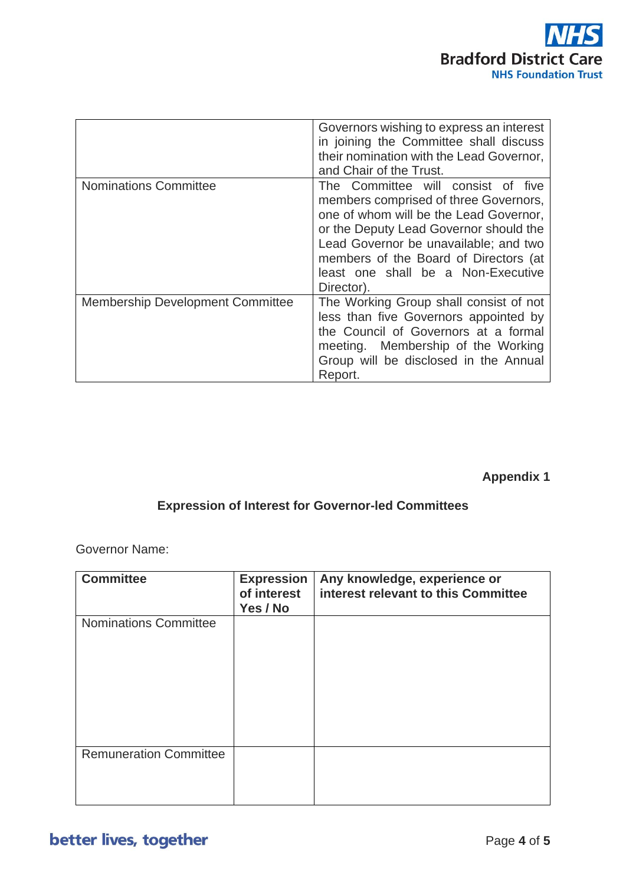| | |
|---|---|
| | Governors wishing to express an interest in joining the Committee shall discuss their nomination with the Lead Governor, and Chair of the Trust. |
| Nominations Committee | The Committee will consist of five members comprised of three Governors, one of whom will be the Lead Governor, or the Deputy Lead Governor should the Lead Governor be unavailable; and two members of the Board of Directors (at least one shall be a Non-Executive Director). |
| Membership Development Committee | The Working Group shall consist of not less than five Governors appointed by the Council of Governors at a formal meeting. Membership of the Working Group will be disclosed in the Annual Report. |

**Appendix 1**

## Expression of Interest for Governor-led Committees

Governor Name:

| Committee | Expression of interest Yes / No | Any knowledge, experience or interest relevant to this Committee |
|---|---|---|
| Nominations Committee | | |
| Remuneration Committee | | |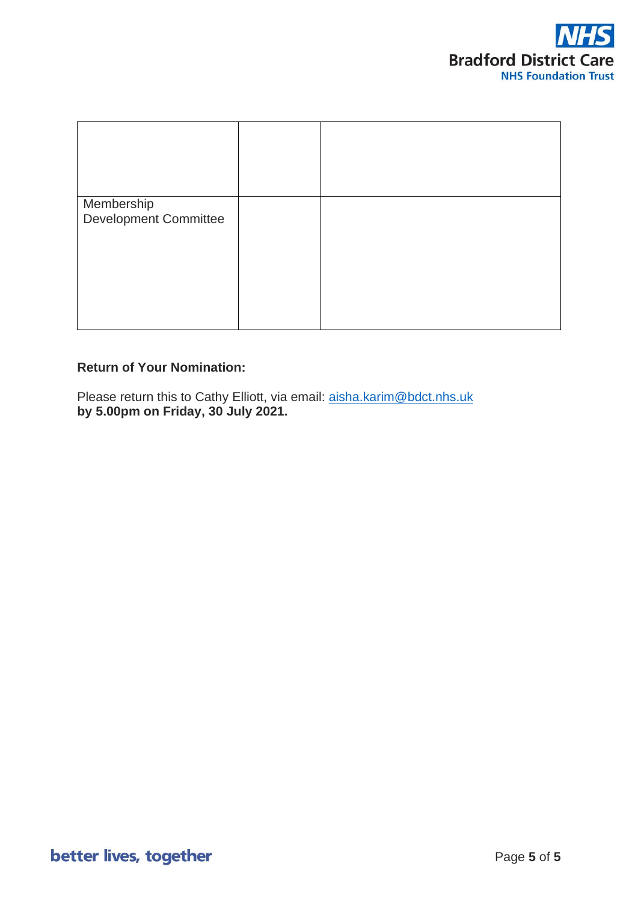| | | |
|---|---|---|
| | | |
| Membership Development Committee | | |

**Return of Your Nomination:**

Please return this to Cathy Elliott, via email: aisha.karim@bdct.nhs.uk
**by 5.00pm on Friday, 30 July 2021.**